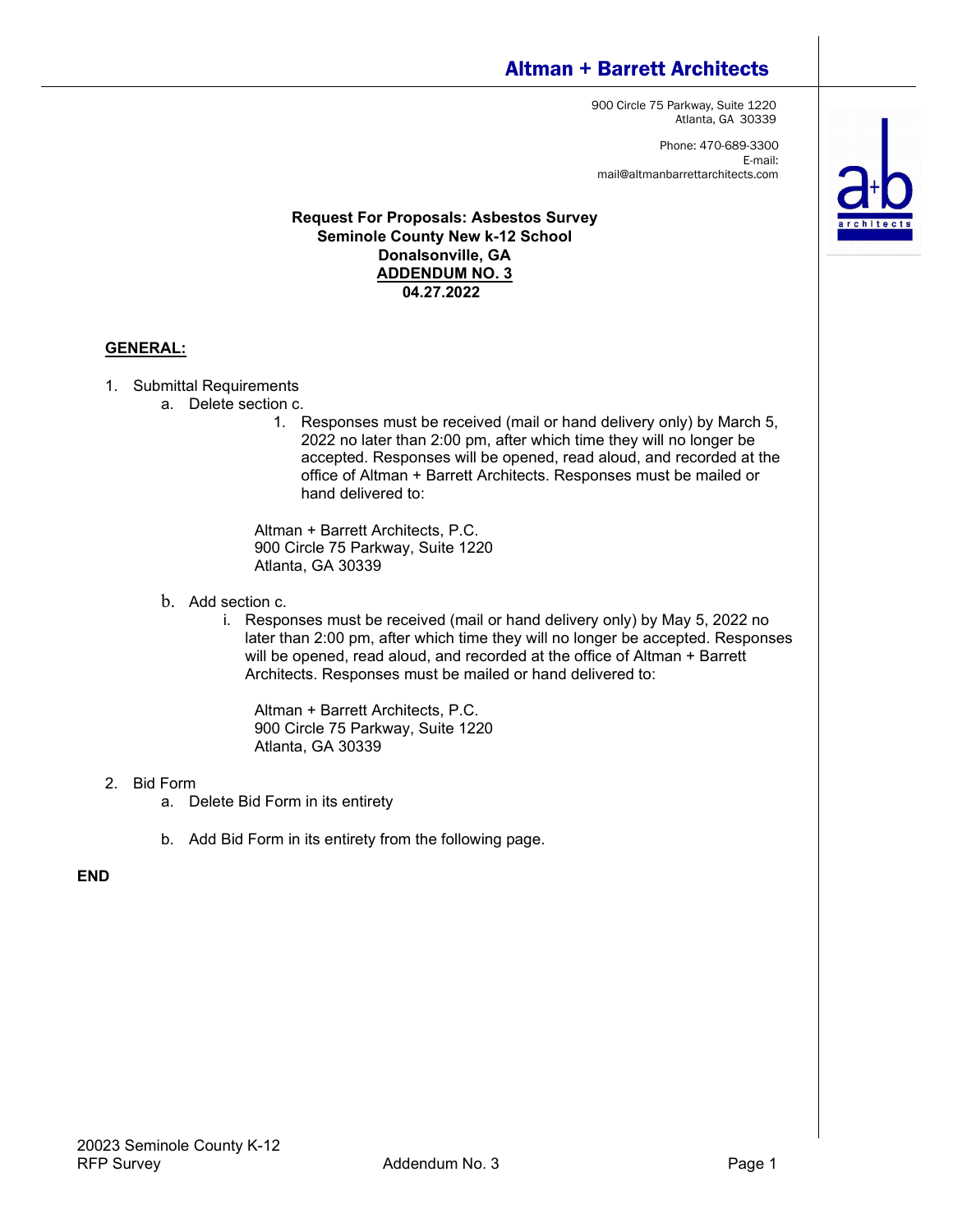# Altman + Barrett Architects

900 Circle 75 Parkway, Suite 1220
Atlanta, GA 30339

Phone: 470-689-3300
E-mail:
mail@altmanbarrettarchitects.com

**Request For Proposals: Asbestos Survey**
**Seminole County New k-12 School**
**Donalsonville, GA**
**ADDENDUM NO. 3**
**04.27.2022**

## GENERAL:

1. Submittal Requirements
   a. Delete section c.
      1. Responses must be received (mail or hand delivery only) by March 5, 2022 no later than 2:00 pm, after which time they will no longer be accepted. Responses will be opened, read aloud, and recorded at the office of Altman + Barrett Architects. Responses must be mailed or hand delivered to:

         Altman + Barrett Architects, P.C.
         900 Circle 75 Parkway, Suite 1220
         Atlanta, GA 30339

   b. Add section c.
      i. Responses must be received (mail or hand delivery only) by May 5, 2022 no later than 2:00 pm, after which time they will no longer be accepted. Responses will be opened, read aloud, and recorded at the office of Altman + Barrett Architects. Responses must be mailed or hand delivered to:

         Altman + Barrett Architects, P.C.
         900 Circle 75 Parkway, Suite 1220
         Atlanta, GA 30339

2. Bid Form
   a. Delete Bid Form in its entirety
   b. Add Bid Form in its entirety from the following page.

**END**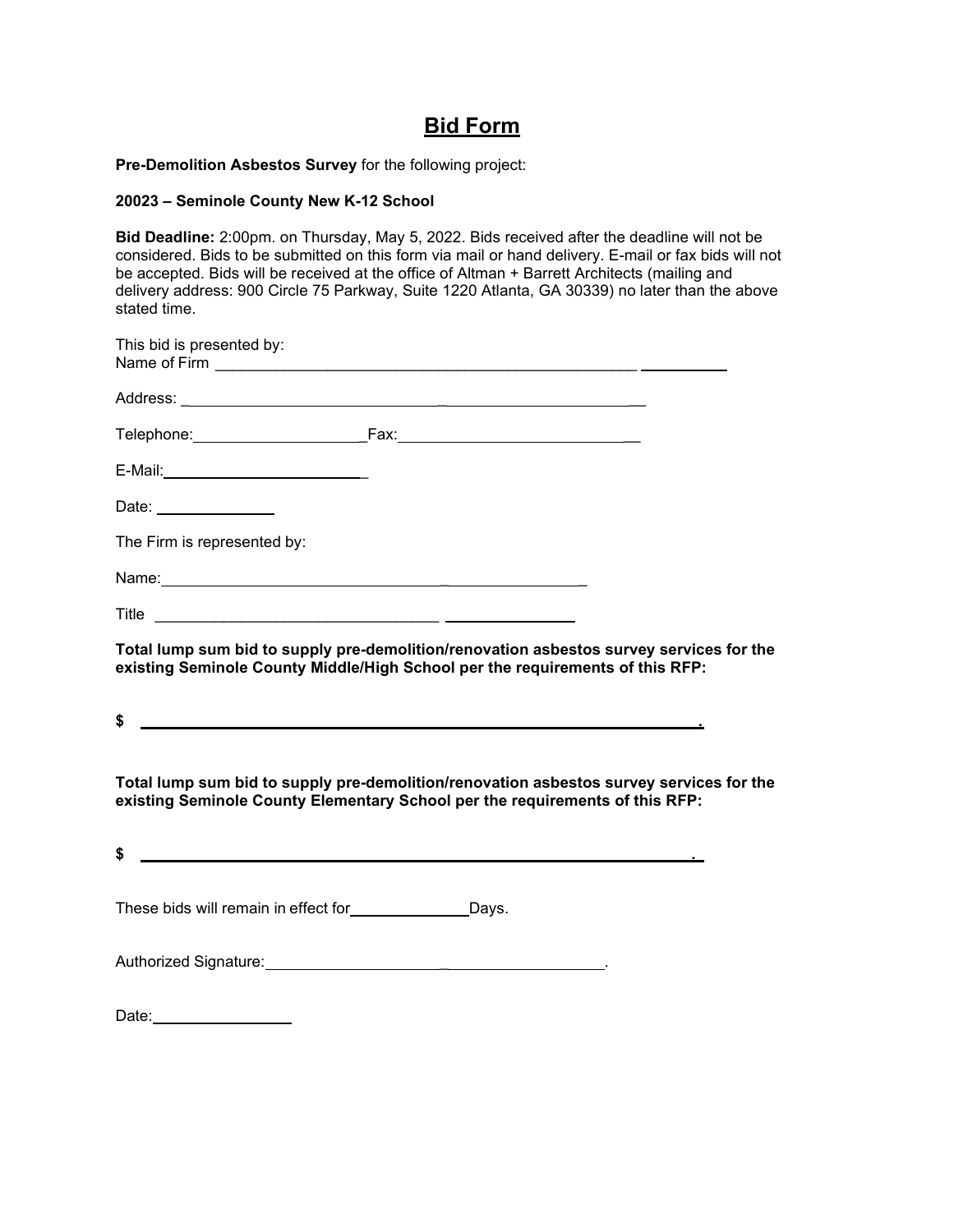# Bid Form

**Pre-Demolition Asbestos Survey** for the following project:

**20023 – Seminole County New K-12 School**

**Bid Deadline:** 2:00pm. on Thursday, May 5, 2022. Bids received after the deadline will not be considered. Bids to be submitted on this form via mail or hand delivery. E-mail or fax bids will not be accepted. Bids will be received at the office of Altman + Barrett Architects (mailing and delivery address: 900 Circle 75 Parkway, Suite 1220 Atlanta, GA 30339) no later than the above stated time.

This bid is presented by:
Name of Firm ____________________________________________________________

Address: ____________________________________________________________

Telephone: ______________________ Fax: ______________________________

E-Mail: __________________________

Date: ______________

The Firm is represented by:

Name: ______________________________________________________

Title ______________________________________________________

**Total lump sum bid to supply pre-demolition/renovation asbestos survey services for the existing Seminole County Middle/High School per the requirements of this RFP:**

**$ ______________________________________________________________ .**

**Total lump sum bid to supply pre-demolition/renovation asbestos survey services for the existing Seminole County Elementary School per the requirements of this RFP:**

**$ ______________________________________________________________ .**

These bids will remain in effect for ______________ Days.

Authorized Signature: ________________________________________.

Date: ________________